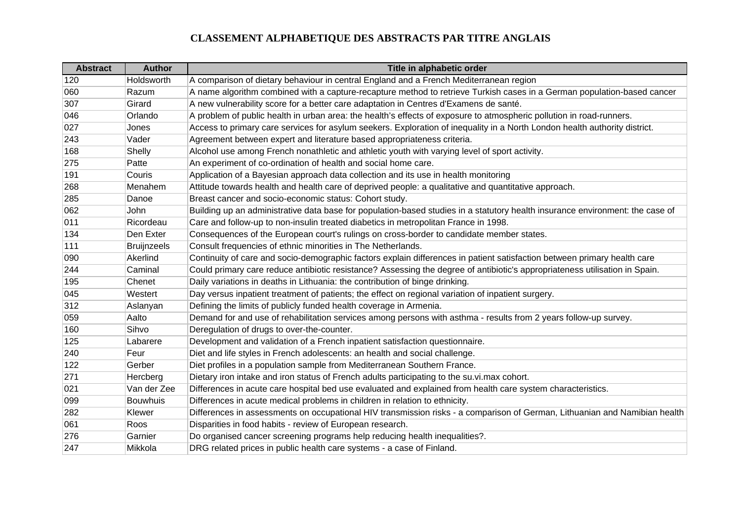# CLASSEMENT ALPHABETIQUE DES ABSTRACTS PAR TITRE ANGLAIS

| Abstract | Author | Title in alphabetic order |
|---|---|---|
| 120 | Holdsworth | A comparison of dietary behaviour in central England and a French Mediterranean region |
| 060 | Razum | A name algorithm combined with a capture-recapture method to retrieve Turkish cases in a German population-based cancer |
| 307 | Girard | A new vulnerability score for a better care adaptation in Centres d'Examens de santé. |
| 046 | Orlando | A problem of public health in urban area: the health's effects of exposure to atmospheric pollution in road-runners. |
| 027 | Jones | Access to primary care services for asylum seekers. Exploration of inequality in a North London health authority district. |
| 243 | Vader | Agreement between expert and literature based appropriateness criteria. |
| 168 | Shelly | Alcohol use among French nonathletic and athletic youth with varying level of sport activity. |
| 275 | Patte | An experiment of co-ordination of health and social home care. |
| 191 | Couris | Application of a Bayesian approach data collection and its use in health monitoring |
| 268 | Menahem | Attitude towards health and health care of deprived people: a qualitative and quantitative approach. |
| 285 | Danoe | Breast cancer and socio-economic status: Cohort study. |
| 062 | John | Building up an administrative data base for population-based studies in a statutory health insurance environment: the case of |
| 011 | Ricordeau | Care and follow-up to non-insulin treated diabetics in metropolitan France in 1998. |
| 134 | Den Exter | Consequences of the European court's rulings on cross-border to candidate member states. |
| 111 | Bruijnzeels | Consult frequencies of ethnic minorities in The Netherlands. |
| 090 | Akerlind | Continuity of care and socio-demographic factors explain differences in patient satisfaction between primary health care |
| 244 | Caminal | Could primary care reduce antibiotic resistance? Assessing the degree of antibiotic's appropriateness utilisation in Spain. |
| 195 | Chenet | Daily variations in deaths in Lithuania: the contribution of binge drinking. |
| 045 | Westert | Day versus inpatient treatment of patients; the effect on regional variation of inpatient surgery. |
| 312 | Aslanyan | Defining the limits of publicly funded health coverage in Armenia. |
| 059 | Aalto | Demand for and use of rehabilitation services among persons with asthma - results from 2 years follow-up survey. |
| 160 | Sihvo | Deregulation of drugs to over-the-counter. |
| 125 | Labarere | Development and validation of a French inpatient satisfaction questionnaire. |
| 240 | Feur | Diet and life styles in French adolescents: an health and social challenge. |
| 122 | Gerber | Diet profiles in a population sample from Mediterranean Southern France. |
| 271 | Hercberg | Dietary iron intake and iron status of French adults participating to the su.vi.max cohort. |
| 021 | Van der Zee | Differences in acute care hospital bed use evaluated and explained from health care system characteristics. |
| 099 | Bouwhuis | Differences in acute medical problems in children in relation to ethnicity. |
| 282 | Klewer | Differences in assessments on occupational HIV transmission risks - a comparison of German, Lithuanian and Namibian health |
| 061 | Roos | Disparities in food habits - review of European research. |
| 276 | Garnier | Do organised cancer screening programs help reducing health inequalities?. |
| 247 | Mikkola | DRG related prices in public health care systems - a case of Finland. |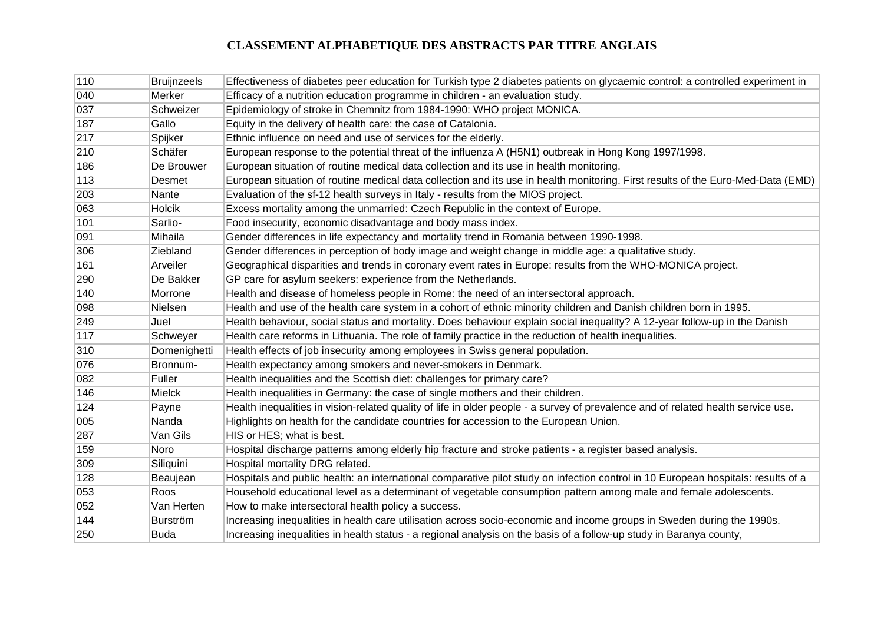# CLASSEMENT ALPHABETIQUE DES ABSTRACTS PAR TITRE ANGLAIS

| | | |
|---|---|---|
| 110 | Bruijnzeels | Effectiveness of diabetes peer education for Turkish type 2 diabetes patients on glycaemic control: a controlled experiment in |
| 040 | Merker | Efficacy of a nutrition education programme in children - an evaluation study. |
| 037 | Schweizer | Epidemiology of stroke in Chemnitz from 1984-1990: WHO project MONICA. |
| 187 | Gallo | Equity in the delivery of health care: the case of Catalonia. |
| 217 | Spijker | Ethnic influence on need and use of services for the elderly. |
| 210 | Schäfer | European response to the potential threat of the influenza A (H5N1) outbreak in Hong Kong 1997/1998. |
| 186 | De Brouwer | European situation of routine medical data collection and its use in health monitoring. |
| 113 | Desmet | European situation of routine medical data collection and its use in health monitoring. First results of the Euro-Med-Data (EMD) |
| 203 | Nante | Evaluation of the sf-12 health surveys in Italy - results from the MIOS project. |
| 063 | Holcik | Excess mortality among the unmarried: Czech Republic in the context of Europe. |
| 101 | Sarlio- | Food insecurity, economic disadvantage and body mass index. |
| 091 | Mihaila | Gender differences in life expectancy and mortality trend in Romania between 1990-1998. |
| 306 | Ziebland | Gender differences in perception of body image and weight change in middle age: a qualitative study. |
| 161 | Arveiler | Geographical disparities and trends in coronary event rates in Europe: results from the WHO-MONICA project. |
| 290 | De Bakker | GP care for asylum seekers: experience from the Netherlands. |
| 140 | Morrone | Health and disease of homeless people in Rome: the need of an intersectoral approach. |
| 098 | Nielsen | Health and use of the health care system in a cohort of ethnic minority children and Danish children born in 1995. |
| 249 | Juel | Health behaviour, social status and mortality. Does behaviour explain social inequality? A 12-year follow-up in the Danish |
| 117 | Schweyer | Health care reforms in Lithuania. The role of family practice in the reduction of health inequalities. |
| 310 | Domenighetti | Health effects of job insecurity among employees in Swiss general population. |
| 076 | Bronnum- | Health expectancy among smokers and never-smokers in Denmark. |
| 082 | Fuller | Health inequalities and the Scottish diet: challenges for primary care? |
| 146 | Mielck | Health inequalities in Germany: the case of single mothers and their children. |
| 124 | Payne | Health inequalities in vision-related quality of life in older people - a survey of prevalence and of related health service use. |
| 005 | Nanda | Highlights on health for the candidate countries for accession to the European Union. |
| 287 | Van Gils | HIS or HES; what is best. |
| 159 | Noro | Hospital discharge patterns among elderly hip fracture and stroke patients - a register based analysis. |
| 309 | Siliquini | Hospital mortality DRG related. |
| 128 | Beaujean | Hospitals and public health: an international comparative pilot study on infection control in 10 European hospitals: results of a |
| 053 | Roos | Household educational level as a determinant of vegetable consumption pattern among male and female adolescents. |
| 052 | Van Herten | How to make intersectoral health policy a success. |
| 144 | Burström | Increasing inequalities in health care utilisation across socio-economic and income groups in Sweden during the 1990s. |
| 250 | Buda | Increasing inequalities in health status - a regional analysis on the basis of a follow-up study in Baranya county, |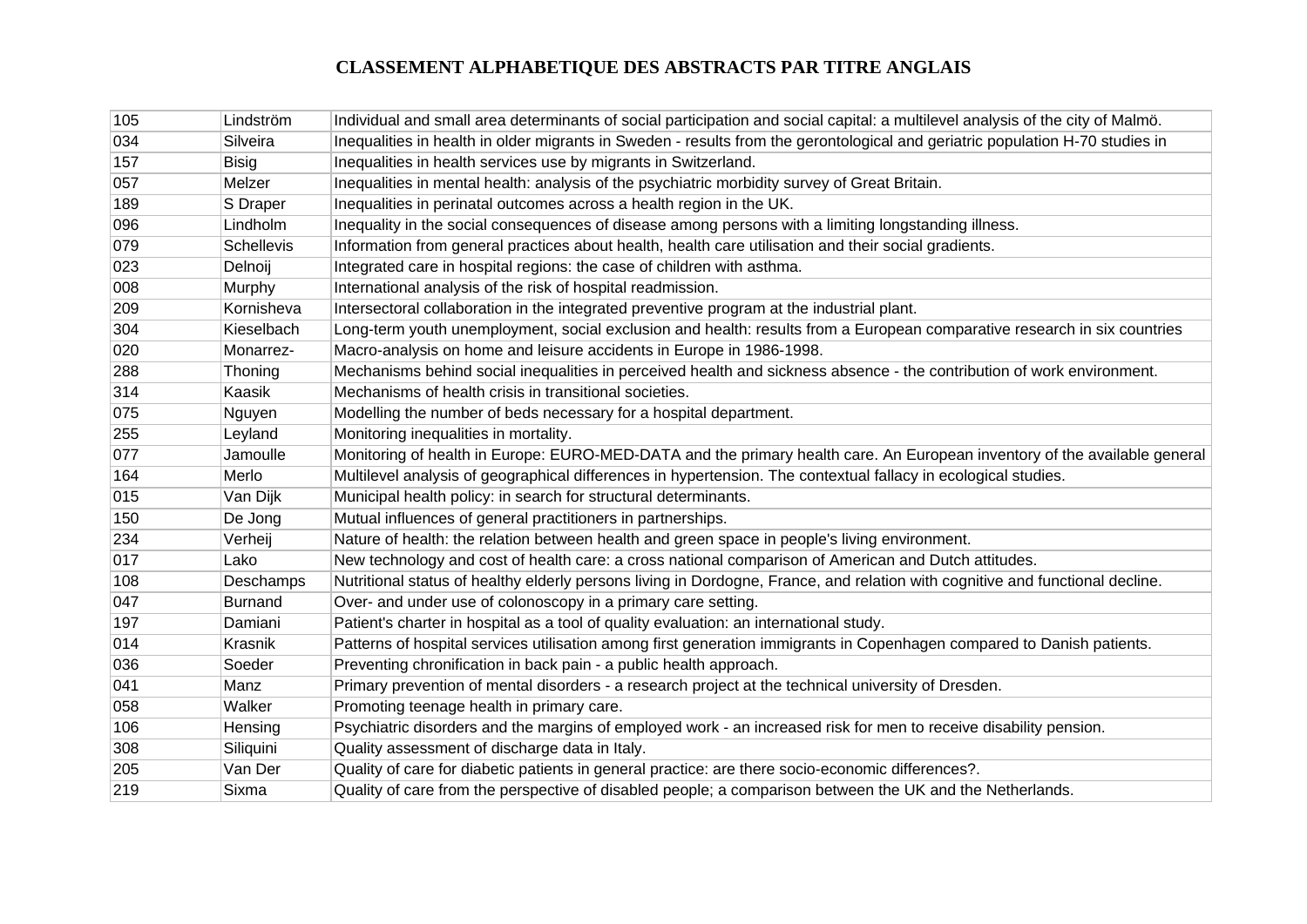# CLASSEMENT ALPHABETIQUE DES ABSTRACTS PAR TITRE ANGLAIS

| | | |
|---|---|---|
| 105 | Lindström | Individual and small area determinants of social participation and social capital: a multilevel analysis of the city of Malmö. |
| 034 | Silveira | Inequalities in health in older migrants in Sweden - results from the gerontological and geriatric population H-70 studies in |
| 157 | Bisig | Inequalities in health services use by migrants in Switzerland. |
| 057 | Melzer | Inequalities in mental health: analysis of the psychiatric morbidity survey of Great Britain. |
| 189 | S Draper | Inequalities in perinatal outcomes across a health region in the UK. |
| 096 | Lindholm | Inequality in the social consequences of disease among persons with a limiting longstanding illness. |
| 079 | Schellevis | Information from general practices about health, health care utilisation and their social gradients. |
| 023 | Delnoij | Integrated care in hospital regions: the case of children with asthma. |
| 008 | Murphy | International analysis of the risk of hospital readmission. |
| 209 | Kornisheva | Intersectoral collaboration in the integrated preventive program at the industrial plant. |
| 304 | Kieselbach | Long-term youth unemployment, social exclusion and health: results from a European comparative research in six countries |
| 020 | Monarrez- | Macro-analysis on home and leisure accidents in Europe in 1986-1998. |
| 288 | Thoning | Mechanisms behind social inequalities in perceived health and sickness absence - the contribution of work environment. |
| 314 | Kaasik | Mechanisms of health crisis in transitional societies. |
| 075 | Nguyen | Modelling the number of beds necessary for a hospital department. |
| 255 | Leyland | Monitoring inequalities in mortality. |
| 077 | Jamoulle | Monitoring of health in Europe: EURO-MED-DATA and the primary health care. An European inventory of the available general |
| 164 | Merlo | Multilevel analysis of geographical differences in hypertension. The contextual fallacy in ecological studies. |
| 015 | Van Dijk | Municipal health policy: in search for structural determinants. |
| 150 | De Jong | Mutual influences of general practitioners in partnerships. |
| 234 | Verheij | Nature of health: the relation between health and green space in people's living environment. |
| 017 | Lako | New technology and cost of health care: a cross national comparison of American and Dutch attitudes. |
| 108 | Deschamps | Nutritional status of healthy elderly persons living in Dordogne, France, and relation with cognitive and functional decline. |
| 047 | Burnand | Over- and under use of colonoscopy in a primary care setting. |
| 197 | Damiani | Patient's charter in hospital as a tool of quality evaluation: an international study. |
| 014 | Krasnik | Patterns of hospital services utilisation among first generation immigrants in Copenhagen compared to Danish patients. |
| 036 | Soeder | Preventing chronification in back pain - a public health approach. |
| 041 | Manz | Primary prevention of mental disorders - a research project at the technical university of Dresden. |
| 058 | Walker | Promoting teenage health in primary care. |
| 106 | Hensing | Psychiatric disorders and the margins of employed work - an increased risk for men to receive disability pension. |
| 308 | Siliquini | Quality assessment of discharge data in Italy. |
| 205 | Van Der | Quality of care for diabetic patients in general practice: are there socio-economic differences?. |
| 219 | Sixma | Quality of care from the perspective of disabled people; a comparison between the UK and the Netherlands. |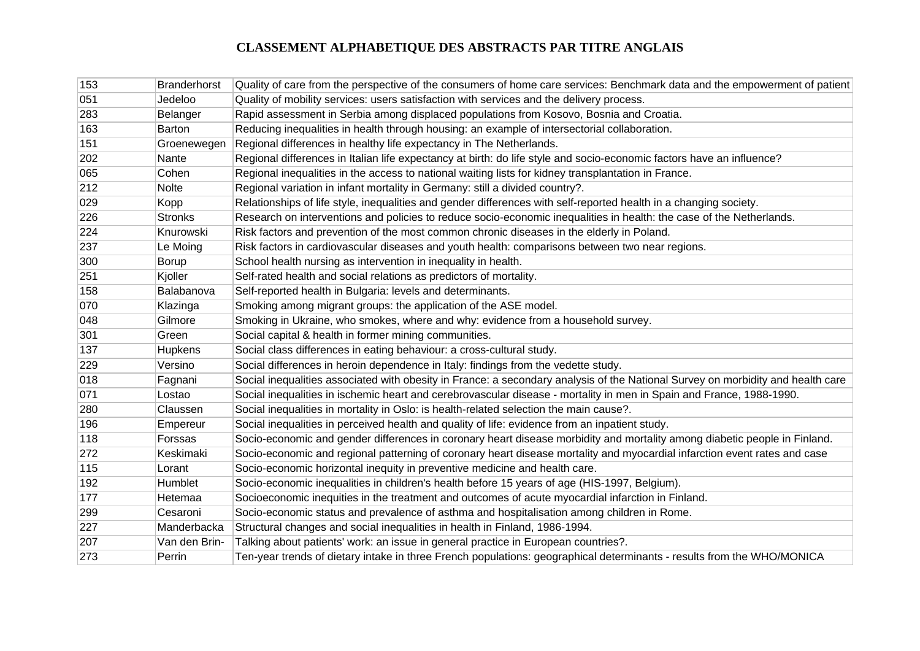# CLASSEMENT ALPHABETIQUE DES ABSTRACTS PAR TITRE ANGLAIS

| | | |
|---|---|---|
| 153 | Branderhorst | Quality of care from the perspective of the consumers of home care services: Benchmark data and the empowerment of patient |
| 051 | Jedeloo | Quality of mobility services: users satisfaction with services and the delivery process. |
| 283 | Belanger | Rapid assessment in Serbia among displaced populations from Kosovo, Bosnia and Croatia. |
| 163 | Barton | Reducing inequalities in health through housing: an example of intersectorial collaboration. |
| 151 | Groenewegen | Regional differences in healthy life expectancy in The Netherlands. |
| 202 | Nante | Regional differences in Italian life expectancy at birth: do life style and socio-economic factors have an influence? |
| 065 | Cohen | Regional inequalities in the access to national waiting lists for kidney transplantation in France. |
| 212 | Nolte | Regional variation in infant mortality in Germany: still a divided country?. |
| 029 | Kopp | Relationships of life style, inequalities and gender differences with self-reported health in a changing society. |
| 226 | Stronks | Research on interventions and policies to reduce socio-economic inequalities in health: the case of the Netherlands. |
| 224 | Knurowski | Risk factors and prevention of the most common chronic diseases in the elderly in Poland. |
| 237 | Le Moing | Risk factors in cardiovascular diseases and youth health: comparisons between two near regions. |
| 300 | Borup | School health nursing as intervention in inequality in health. |
| 251 | Kjoller | Self-rated health and social relations as predictors of mortality. |
| 158 | Balabanova | Self-reported health in Bulgaria: levels and determinants. |
| 070 | Klazinga | Smoking among migrant groups: the application of the ASE model. |
| 048 | Gilmore | Smoking in Ukraine, who smokes, where and why: evidence from a household survey. |
| 301 | Green | Social capital & health in former mining communities. |
| 137 | Hupkens | Social class differences in eating behaviour: a cross-cultural study. |
| 229 | Versino | Social differences in heroin dependence in Italy: findings from the vedette study. |
| 018 | Fagnani | Social inequalities associated with obesity in France: a secondary analysis of the National Survey on morbidity and health care |
| 071 | Lostao | Social inequalities in ischemic heart and cerebrovascular disease - mortality in men in Spain and France, 1988-1990. |
| 280 | Claussen | Social inequalities in mortality in Oslo: is health-related selection the main cause?. |
| 196 | Empereur | Social inequalities in perceived health and quality of life: evidence from an inpatient study. |
| 118 | Forssas | Socio-economic and gender differences in coronary heart disease morbidity and mortality among diabetic people in Finland. |
| 272 | Keskimaki | Socio-economic and regional patterning of coronary heart disease mortality and myocardial infarction event rates and case |
| 115 | Lorant | Socio-economic horizontal inequity in preventive medicine and health care. |
| 192 | Humblet | Socio-economic inequalities in children's health before 15 years of age (HIS-1997, Belgium). |
| 177 | Hetemaa | Socioeconomic inequities in the treatment and outcomes of acute myocardial infarction in Finland. |
| 299 | Cesaroni | Socio-economic status and prevalence of asthma and hospitalisation among children in Rome. |
| 227 | Manderbacka | Structural changes and social inequalities in health in Finland, 1986-1994. |
| 207 | Van den Brin- | Talking about patients' work: an issue in general practice in European countries?. |
| 273 | Perrin | Ten-year trends of dietary intake in three French populations: geographical determinants - results from the WHO/MONICA |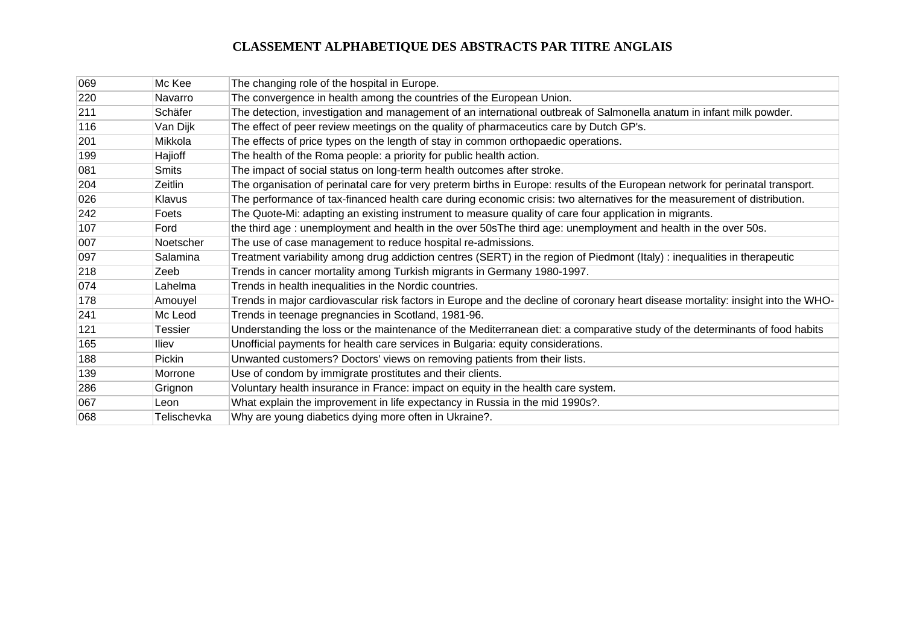# CLASSEMENT ALPHABETIQUE DES ABSTRACTS PAR TITRE ANGLAIS

| | | |
|---|---|---|
| 069 | Mc Kee | The changing role of the hospital in Europe. |
| 220 | Navarro | The convergence in health among the countries of the European Union. |
| 211 | Schäfer | The detection, investigation and management of an international outbreak of Salmonella anatum in infant milk powder. |
| 116 | Van Dijk | The effect of peer review meetings on the quality of pharmaceutics care by Dutch GP's. |
| 201 | Mikkola | The effects of price types on the length of stay in common orthopaedic operations. |
| 199 | Hajioff | The health of the Roma people: a priority for public health action. |
| 081 | Smits | The impact of social status on long-term health outcomes after stroke. |
| 204 | Zeitlin | The organisation of perinatal care for very preterm births in Europe: results of the European network for perinatal transport. |
| 026 | Klavus | The performance of tax-financed health care during economic crisis: two alternatives for the measurement of distribution. |
| 242 | Foets | The Quote-Mi: adapting an existing instrument to measure quality of care four application in migrants. |
| 107 | Ford | the third age : unemployment and health in the over 50sThe third age: unemployment and health in the over 50s. |
| 007 | Noetscher | The use of case management to reduce hospital re-admissions. |
| 097 | Salamina | Treatment variability among drug addiction centres (SERT) in the region of Piedmont (Italy) : inequalities in therapeutic |
| 218 | Zeeb | Trends in cancer mortality among Turkish migrants in Germany 1980-1997. |
| 074 | Lahelma | Trends in health inequalities in the Nordic countries. |
| 178 | Amouyel | Trends in major cardiovascular risk factors in Europe and the decline of coronary heart disease mortality: insight into the WHO- |
| 241 | Mc Leod | Trends in teenage pregnancies in Scotland, 1981-96. |
| 121 | Tessier | Understanding the loss or the maintenance of the Mediterranean diet: a comparative study of the determinants of food habits |
| 165 | Iliev | Unofficial payments for health care services in Bulgaria: equity considerations. |
| 188 | Pickin | Unwanted customers? Doctors' views on removing patients from their lists. |
| 139 | Morrone | Use of condom by immigrate prostitutes and their clients. |
| 286 | Grignon | Voluntary health insurance in France: impact on equity in the health care system. |
| 067 | Leon | What explain the improvement in life expectancy in Russia in the mid 1990s?. |
| 068 | Telischevka | Why are young diabetics dying more often in Ukraine?. |